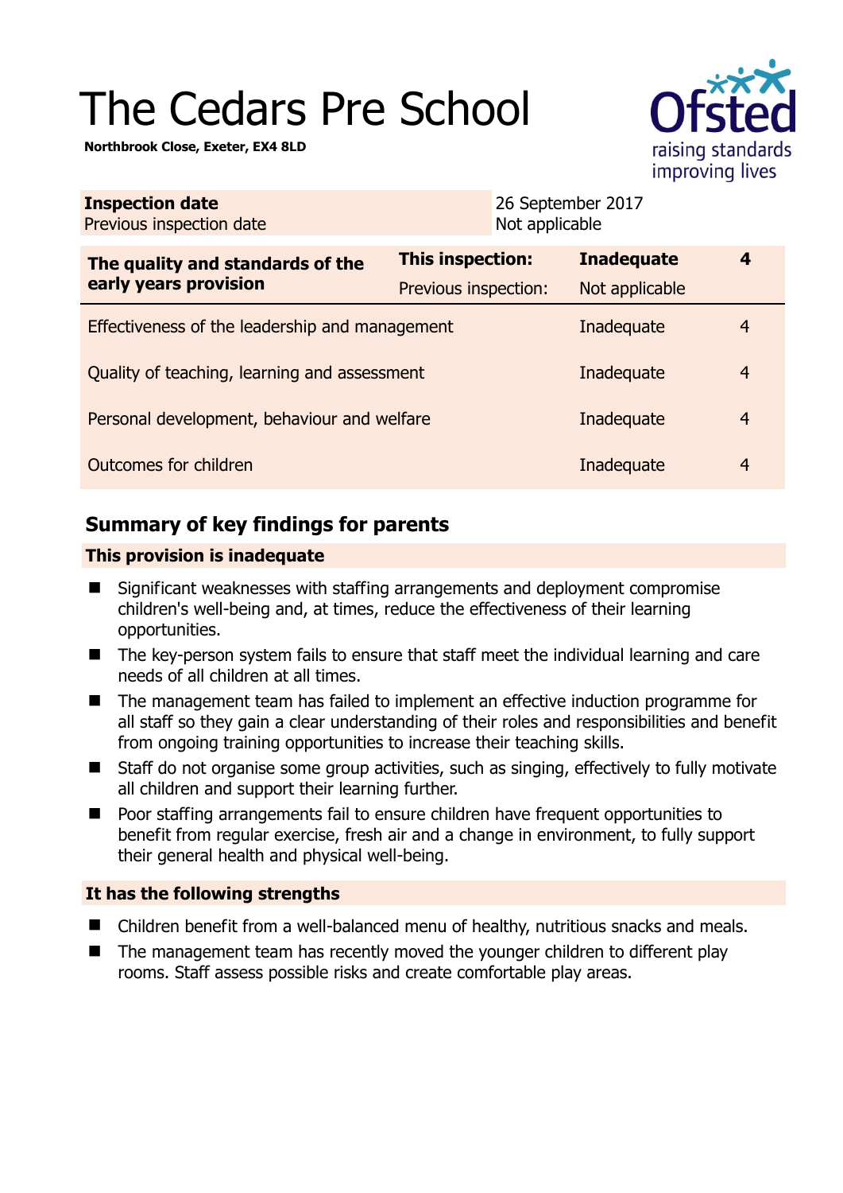# The Cedars Pre School

**Northbrook Close, Exeter, EX4 8LD**

| **Inspection date** | 26 September 2017 |
|---|---|
| Previous inspection date | Not applicable |

| **The quality and standards of the early years provision** | **This inspection:** | **Inadequate** | **4** |
|---|---|---|---|
| | Previous inspection: | Not applicable | |
| Effectiveness of the leadership and management | | Inadequate | 4 |
| Quality of teaching, learning and assessment | | Inadequate | 4 |
| Personal development, behaviour and welfare | | Inadequate | 4 |
| Outcomes for children | | Inadequate | 4 |

## Summary of key findings for parents

**This provision is inadequate**

- Significant weaknesses with staffing arrangements and deployment compromise children's well-being and, at times, reduce the effectiveness of their learning opportunities.
- The key-person system fails to ensure that staff meet the individual learning and care needs of all children at all times.
- The management team has failed to implement an effective induction programme for all staff so they gain a clear understanding of their roles and responsibilities and benefit from ongoing training opportunities to increase their teaching skills.
- Staff do not organise some group activities, such as singing, effectively to fully motivate all children and support their learning further.
- Poor staffing arrangements fail to ensure children have frequent opportunities to benefit from regular exercise, fresh air and a change in environment, to fully support their general health and physical well-being.

**It has the following strengths**

- Children benefit from a well-balanced menu of healthy, nutritious snacks and meals.
- The management team has recently moved the younger children to different play rooms. Staff assess possible risks and create comfortable play areas.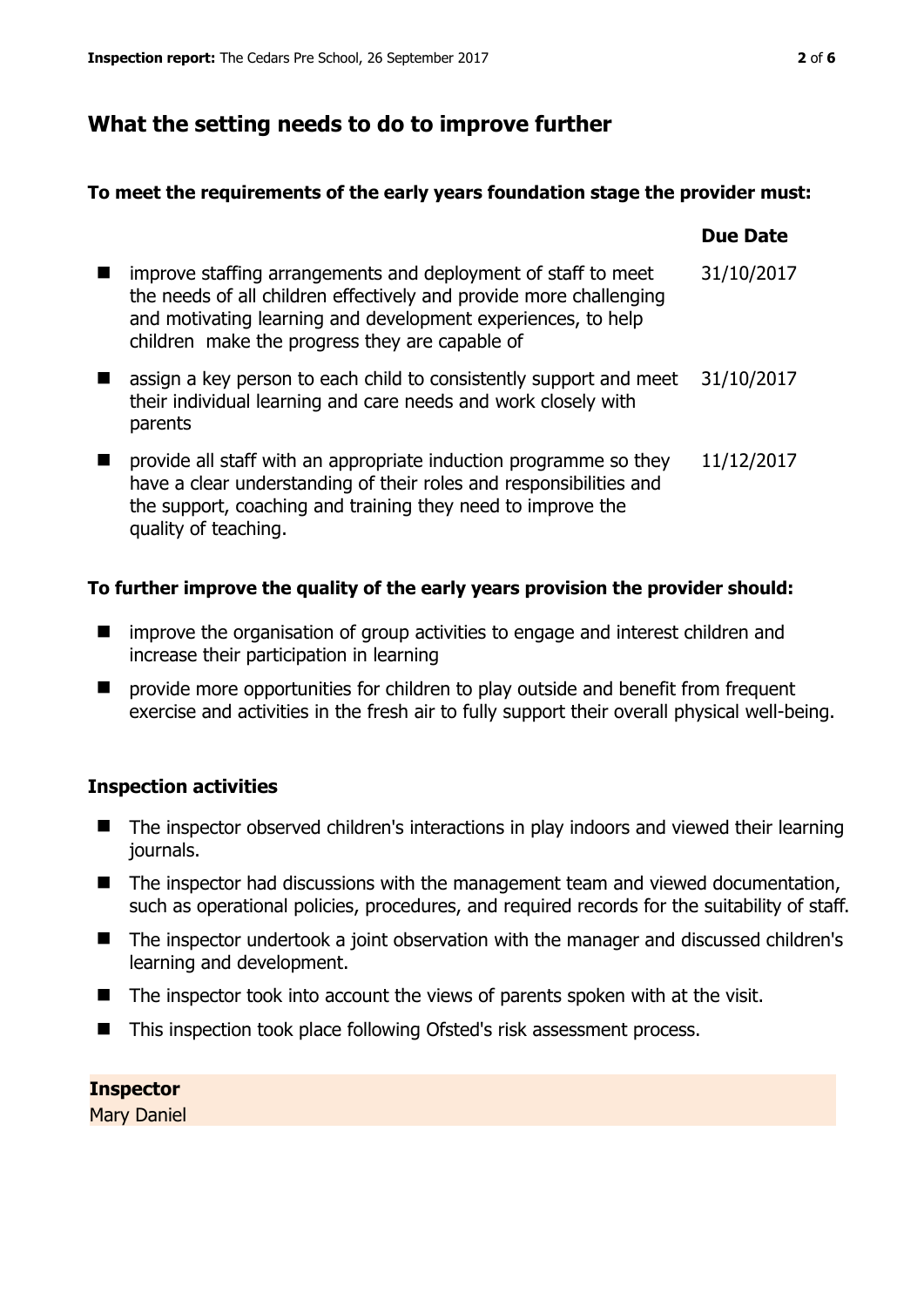## What the setting needs to do to improve further

**To meet the requirements of the early years foundation stage the provider must:**

| | Due Date |
|---|---|
| improve staffing arrangements and deployment of staff to meet the needs of all children effectively and provide more challenging and motivating learning and development experiences, to help children make the progress they are capable of | 31/10/2017 |
| assign a key person to each child to consistently support and meet their individual learning and care needs and work closely with parents | 31/10/2017 |
| provide all staff with an appropriate induction programme so they have a clear understanding of their roles and responsibilities and the support, coaching and training they need to improve the quality of teaching. | 11/12/2017 |

**To further improve the quality of the early years provision the provider should:**

- improve the organisation of group activities to engage and interest children and increase their participation in learning
- provide more opportunities for children to play outside and benefit from frequent exercise and activities in the fresh air to fully support their overall physical well-being.

### Inspection activities

- The inspector observed children's interactions in play indoors and viewed their learning journals.
- The inspector had discussions with the management team and viewed documentation, such as operational policies, procedures, and required records for the suitability of staff.
- The inspector undertook a joint observation with the manager and discussed children's learning and development.
- The inspector took into account the views of parents spoken with at the visit.
- This inspection took place following Ofsted's risk assessment process.

**Inspector**
Mary Daniel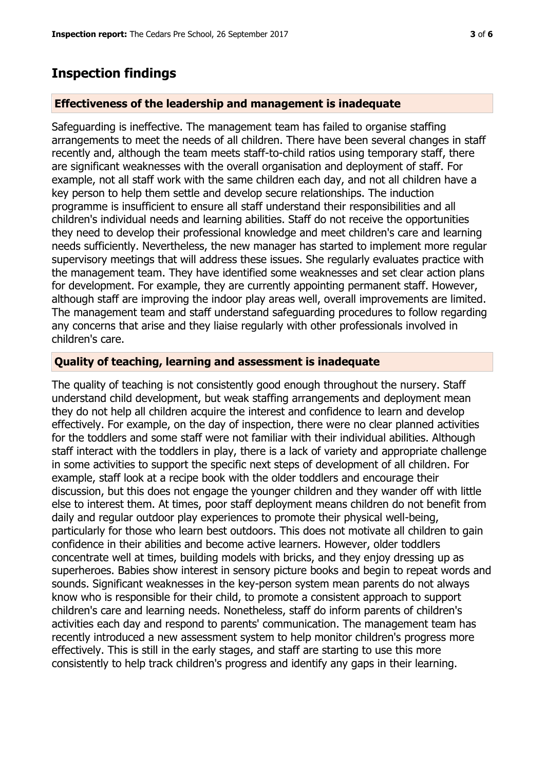## Inspection findings

### Effectiveness of the leadership and management is inadequate

Safeguarding is ineffective. The management team has failed to organise staffing arrangements to meet the needs of all children. There have been several changes in staff recently and, although the team meets staff-to-child ratios using temporary staff, there are significant weaknesses with the overall organisation and deployment of staff. For example, not all staff work with the same children each day, and not all children have a key person to help them settle and develop secure relationships. The induction programme is insufficient to ensure all staff understand their responsibilities and all children's individual needs and learning abilities. Staff do not receive the opportunities they need to develop their professional knowledge and meet children's care and learning needs sufficiently. Nevertheless, the new manager has started to implement more regular supervisory meetings that will address these issues. She regularly evaluates practice with the management team. They have identified some weaknesses and set clear action plans for development. For example, they are currently appointing permanent staff. However, although staff are improving the indoor play areas well, overall improvements are limited. The management team and staff understand safeguarding procedures to follow regarding any concerns that arise and they liaise regularly with other professionals involved in children's care.

### Quality of teaching, learning and assessment is inadequate

The quality of teaching is not consistently good enough throughout the nursery. Staff understand child development, but weak staffing arrangements and deployment mean they do not help all children acquire the interest and confidence to learn and develop effectively. For example, on the day of inspection, there were no clear planned activities for the toddlers and some staff were not familiar with their individual abilities. Although staff interact with the toddlers in play, there is a lack of variety and appropriate challenge in some activities to support the specific next steps of development of all children. For example, staff look at a recipe book with the older toddlers and encourage their discussion, but this does not engage the younger children and they wander off with little else to interest them. At times, poor staff deployment means children do not benefit from daily and regular outdoor play experiences to promote their physical well-being, particularly for those who learn best outdoors. This does not motivate all children to gain confidence in their abilities and become active learners. However, older toddlers concentrate well at times, building models with bricks, and they enjoy dressing up as superheroes. Babies show interest in sensory picture books and begin to repeat words and sounds. Significant weaknesses in the key-person system mean parents do not always know who is responsible for their child, to promote a consistent approach to support children's care and learning needs. Nonetheless, staff do inform parents of children's activities each day and respond to parents' communication. The management team has recently introduced a new assessment system to help monitor children's progress more effectively. This is still in the early stages, and staff are starting to use this more consistently to help track children's progress and identify any gaps in their learning.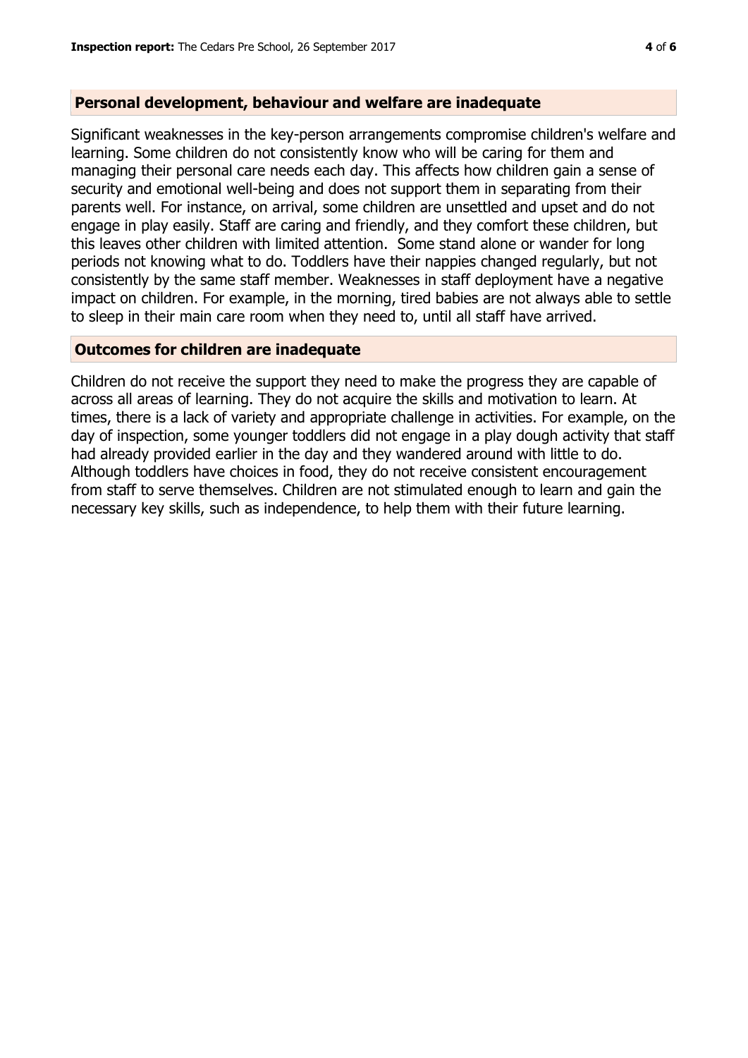## Personal development, behaviour and welfare are inadequate

Significant weaknesses in the key-person arrangements compromise children's welfare and learning. Some children do not consistently know who will be caring for them and managing their personal care needs each day. This affects how children gain a sense of security and emotional well-being and does not support them in separating from their parents well. For instance, on arrival, some children are unsettled and upset and do not engage in play easily. Staff are caring and friendly, and they comfort these children, but this leaves other children with limited attention. Some stand alone or wander for long periods not knowing what to do. Toddlers have their nappies changed regularly, but not consistently by the same staff member. Weaknesses in staff deployment have a negative impact on children. For example, in the morning, tired babies are not always able to settle to sleep in their main care room when they need to, until all staff have arrived.

## Outcomes for children are inadequate

Children do not receive the support they need to make the progress they are capable of across all areas of learning. They do not acquire the skills and motivation to learn. At times, there is a lack of variety and appropriate challenge in activities. For example, on the day of inspection, some younger toddlers did not engage in a play dough activity that staff had already provided earlier in the day and they wandered around with little to do. Although toddlers have choices in food, they do not receive consistent encouragement from staff to serve themselves. Children are not stimulated enough to learn and gain the necessary key skills, such as independence, to help them with their future learning.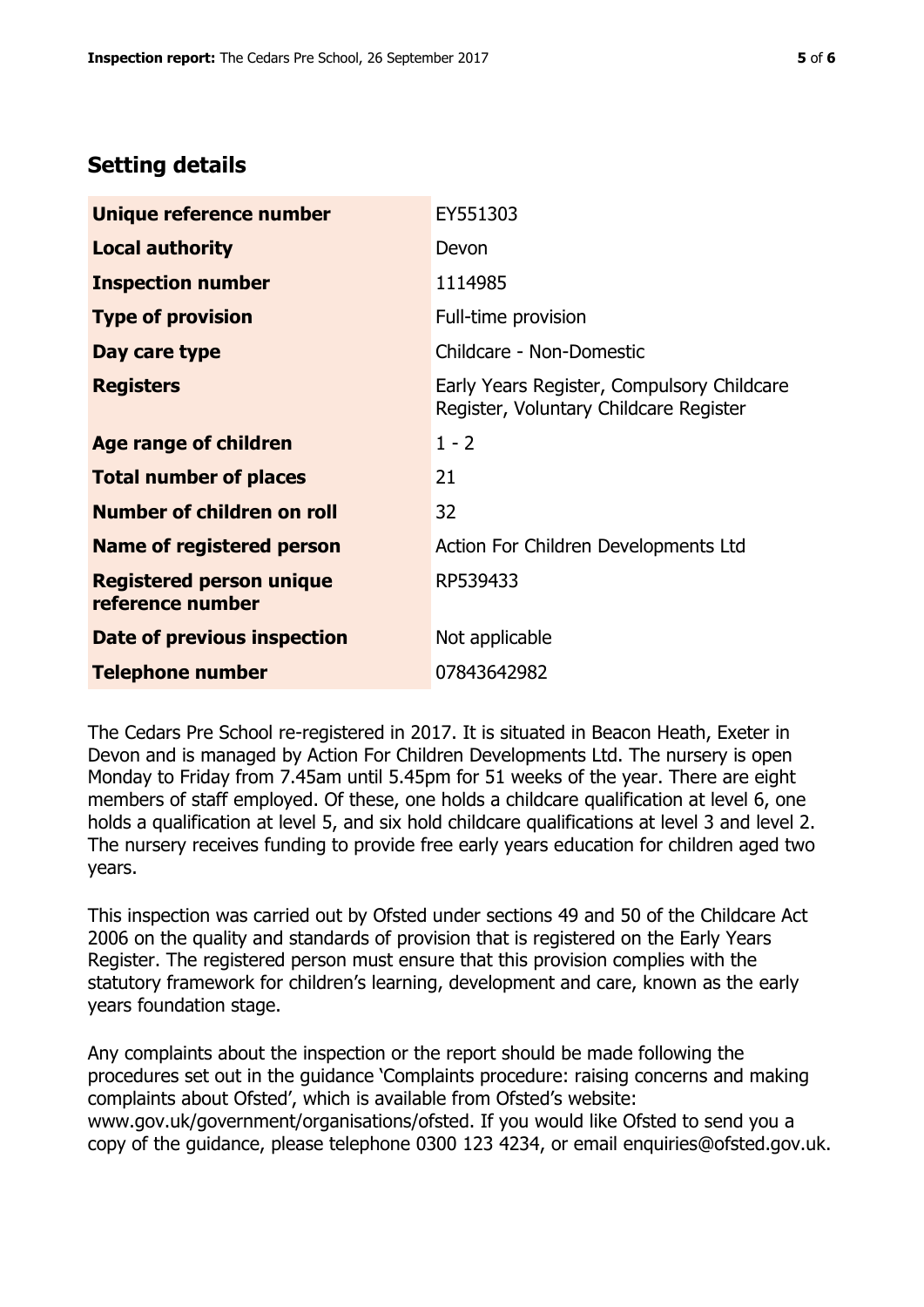## Setting details

| | |
|---|---|
| **Unique reference number** | EY551303 |
| **Local authority** | Devon |
| **Inspection number** | 1114985 |
| **Type of provision** | Full-time provision |
| **Day care type** | Childcare - Non-Domestic |
| **Registers** | Early Years Register, Compulsory Childcare Register, Voluntary Childcare Register |
| **Age range of children** | 1 - 2 |
| **Total number of places** | 21 |
| **Number of children on roll** | 32 |
| **Name of registered person** | Action For Children Developments Ltd |
| **Registered person unique reference number** | RP539433 |
| **Date of previous inspection** | Not applicable |
| **Telephone number** | 07843642982 |

The Cedars Pre School re-registered in 2017. It is situated in Beacon Heath, Exeter in Devon and is managed by Action For Children Developments Ltd. The nursery is open Monday to Friday from 7.45am until 5.45pm for 51 weeks of the year. There are eight members of staff employed. Of these, one holds a childcare qualification at level 6, one holds a qualification at level 5, and six hold childcare qualifications at level 3 and level 2. The nursery receives funding to provide free early years education for children aged two years.

This inspection was carried out by Ofsted under sections 49 and 50 of the Childcare Act 2006 on the quality and standards of provision that is registered on the Early Years Register. The registered person must ensure that this provision complies with the statutory framework for children's learning, development and care, known as the early years foundation stage.

Any complaints about the inspection or the report should be made following the procedures set out in the guidance 'Complaints procedure: raising concerns and making complaints about Ofsted', which is available from Ofsted's website: www.gov.uk/government/organisations/ofsted. If you would like Ofsted to send you a copy of the guidance, please telephone 0300 123 4234, or email enquiries@ofsted.gov.uk.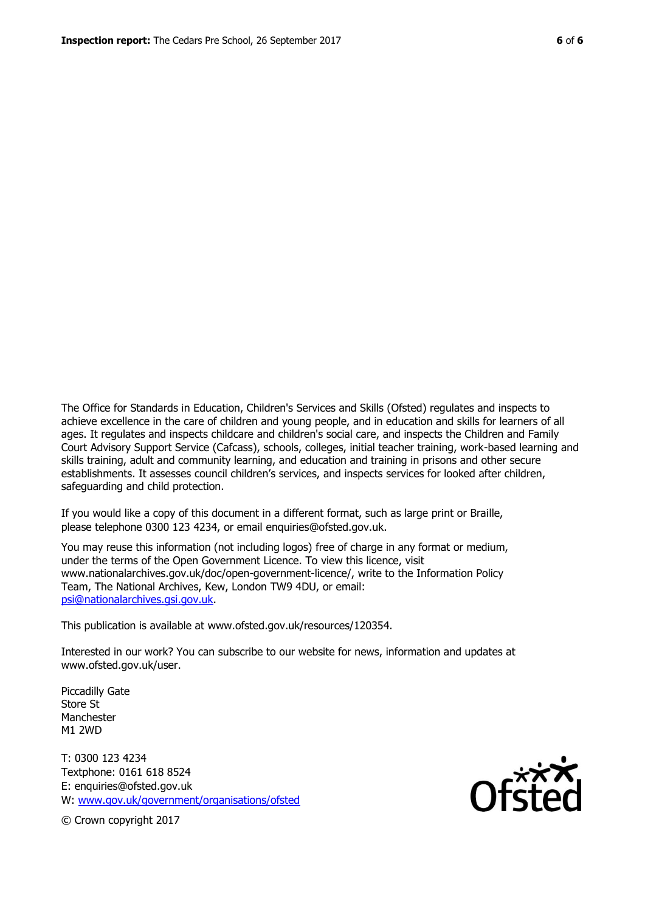The Office for Standards in Education, Children's Services and Skills (Ofsted) regulates and inspects to achieve excellence in the care of children and young people, and in education and skills for learners of all ages. It regulates and inspects childcare and children's social care, and inspects the Children and Family Court Advisory Support Service (Cafcass), schools, colleges, initial teacher training, work-based learning and skills training, adult and community learning, and education and training in prisons and other secure establishments. It assesses council children's services, and inspects services for looked after children, safeguarding and child protection.

If you would like a copy of this document in a different format, such as large print or Braille, please telephone 0300 123 4234, or email enquiries@ofsted.gov.uk.

You may reuse this information (not including logos) free of charge in any format or medium, under the terms of the Open Government Licence. To view this licence, visit www.nationalarchives.gov.uk/doc/open-government-licence/, write to the Information Policy Team, The National Archives, Kew, London TW9 4DU, or email: psi@nationalarchives.gsi.gov.uk.

This publication is available at www.ofsted.gov.uk/resources/120354.

Interested in our work? You can subscribe to our website for news, information and updates at www.ofsted.gov.uk/user.

Piccadilly Gate
Store St
Manchester
M1 2WD

T: 0300 123 4234
Textphone: 0161 618 8524
E: enquiries@ofsted.gov.uk
W: www.gov.uk/government/organisations/ofsted

Ofsted

© Crown copyright 2017